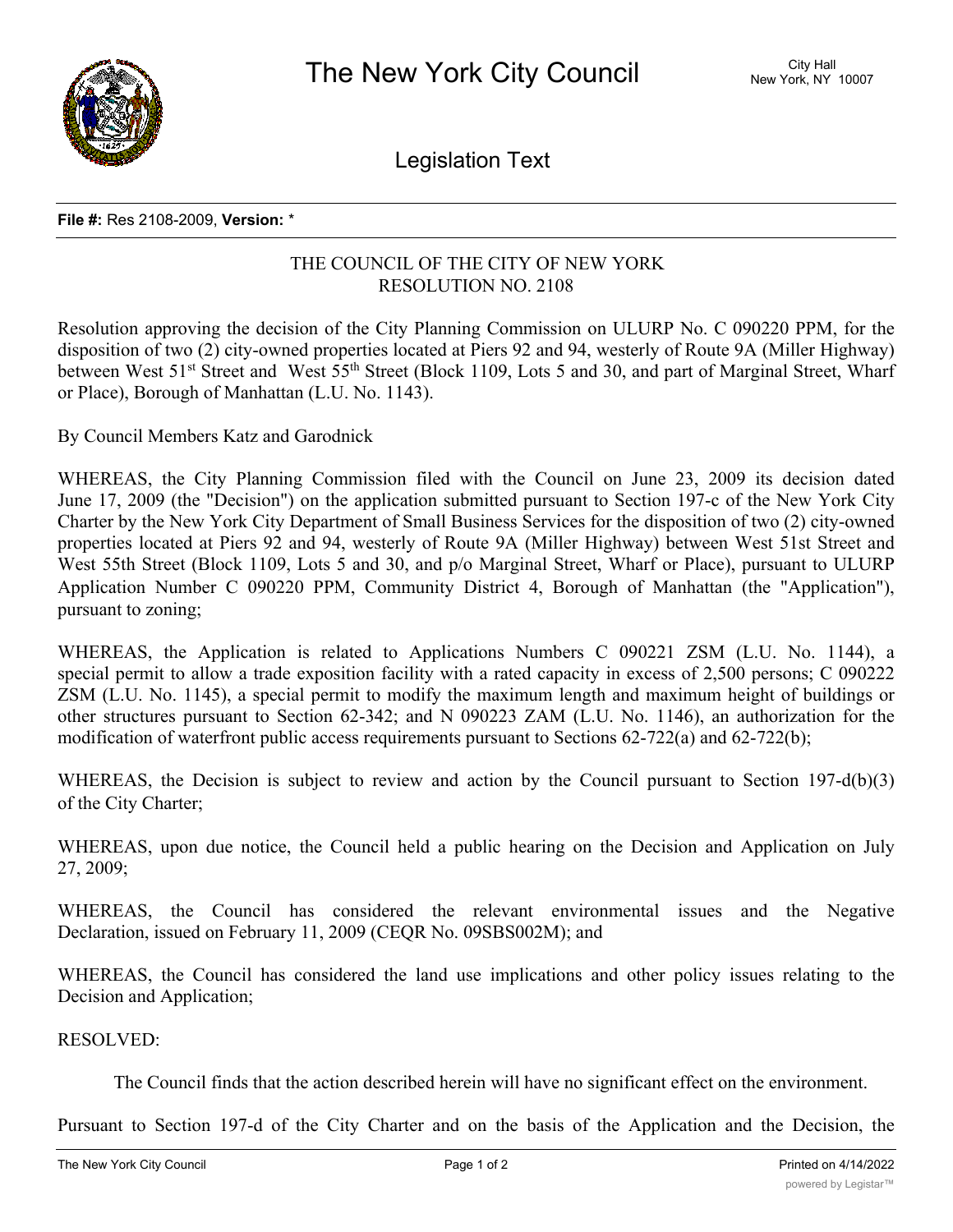# The New York City Council

City Hall
New York, NY 10007

## Legislation Text

**File #:** Res 2108-2009, **Version:** *

THE COUNCIL OF THE CITY OF NEW YORK
RESOLUTION NO. 2108

Resolution approving the decision of the City Planning Commission on ULURP No. C 090220 PPM, for the disposition of two (2) city-owned properties located at Piers 92 and 94, westerly of Route 9A (Miller Highway) between West 51st Street and West 55th Street (Block 1109, Lots 5 and 30, and part of Marginal Street, Wharf or Place), Borough of Manhattan (L.U. No. 1143).

By Council Members Katz and Garodnick

WHEREAS, the City Planning Commission filed with the Council on June 23, 2009 its decision dated June 17, 2009 (the "Decision") on the application submitted pursuant to Section 197-c of the New York City Charter by the New York City Department of Small Business Services for the disposition of two (2) city-owned properties located at Piers 92 and 94, westerly of Route 9A (Miller Highway) between West 51st Street and West 55th Street (Block 1109, Lots 5 and 30, and p/o Marginal Street, Wharf or Place), pursuant to ULURP Application Number C 090220 PPM, Community District 4, Borough of Manhattan (the "Application"), pursuant to zoning;

WHEREAS, the Application is related to Applications Numbers C 090221 ZSM (L.U. No. 1144), a special permit to allow a trade exposition facility with a rated capacity in excess of 2,500 persons; C 090222 ZSM (L.U. No. 1145), a special permit to modify the maximum length and maximum height of buildings or other structures pursuant to Section 62-342; and N 090223 ZAM (L.U. No. 1146), an authorization for the modification of waterfront public access requirements pursuant to Sections 62-722(a) and 62-722(b);

WHEREAS, the Decision is subject to review and action by the Council pursuant to Section 197-d(b)(3) of the City Charter;

WHEREAS, upon due notice, the Council held a public hearing on the Decision and Application on July 27, 2009;

WHEREAS, the Council has considered the relevant environmental issues and the Negative Declaration, issued on February 11, 2009 (CEQR No. 09SBS002M); and

WHEREAS, the Council has considered the land use implications and other policy issues relating to the Decision and Application;

RESOLVED:

The Council finds that the action described herein will have no significant effect on the environment.

Pursuant to Section 197-d of the City Charter and on the basis of the Application and the Decision, the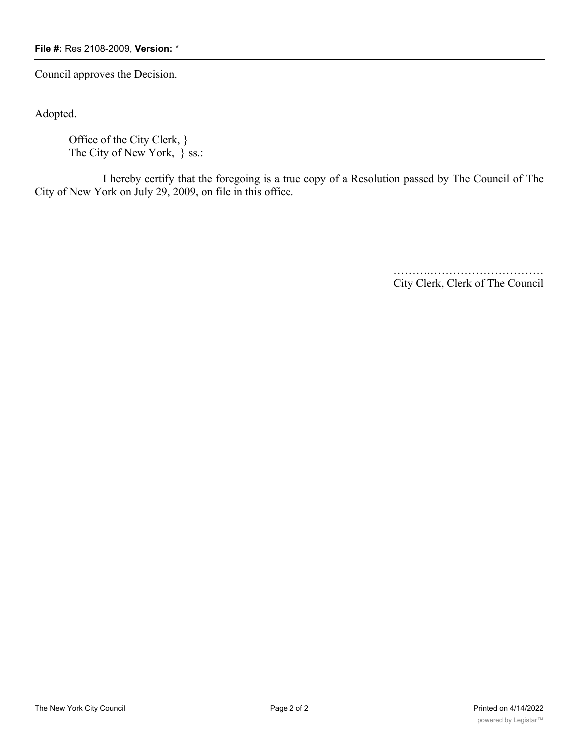Council approves the Decision.

Adopted.

Office of the City Clerk, }
The City of New York, } ss.:

I hereby certify that the foregoing is a true copy of a Resolution passed by The Council of The City of New York on July 29, 2009, on file in this office.

……….…………………………
City Clerk, Clerk of The Council